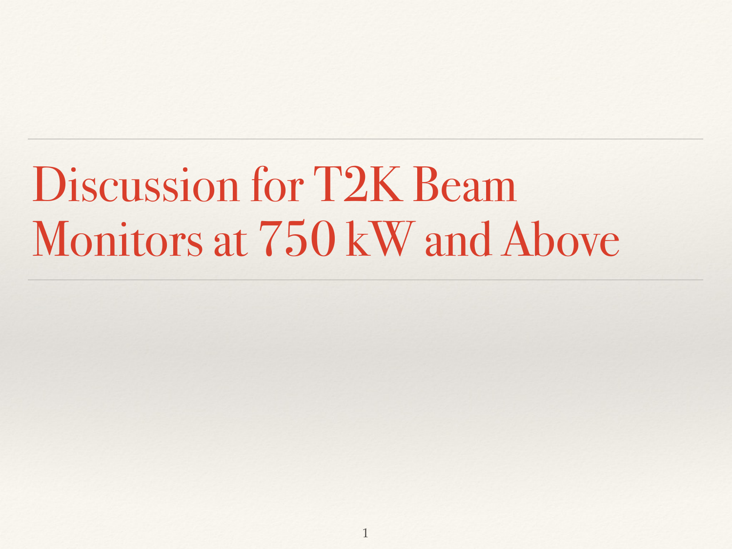# Discussion for T2K Beam Monitors at 750 kW and Above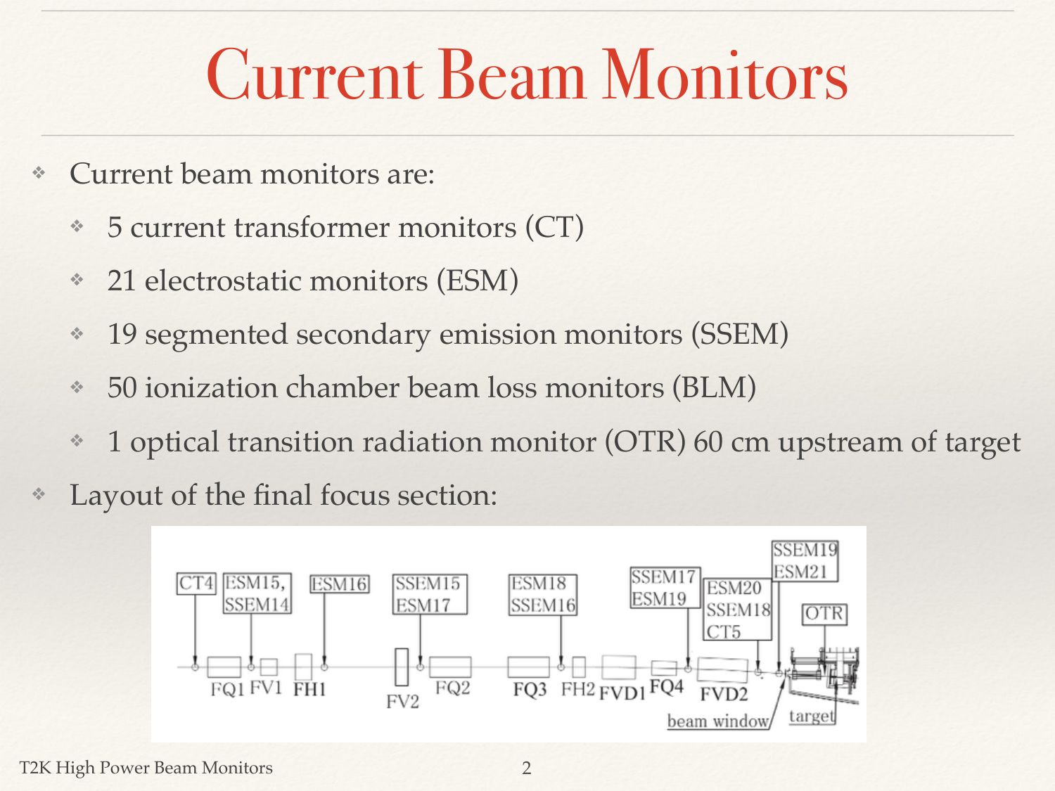# Current Beam Monitors

- Current beam monitors are:
  - 5 current transformer monitors (CT)
  - 21 electrostatic monitors (ESM)
  - 19 segmented secondary emission monitors (SSEM)
  - 50 ionization chamber beam loss monitors (BLM)
  - 1 optical transition radiation monitor (OTR) 60 cm upstream of target
- Layout of the final focus section: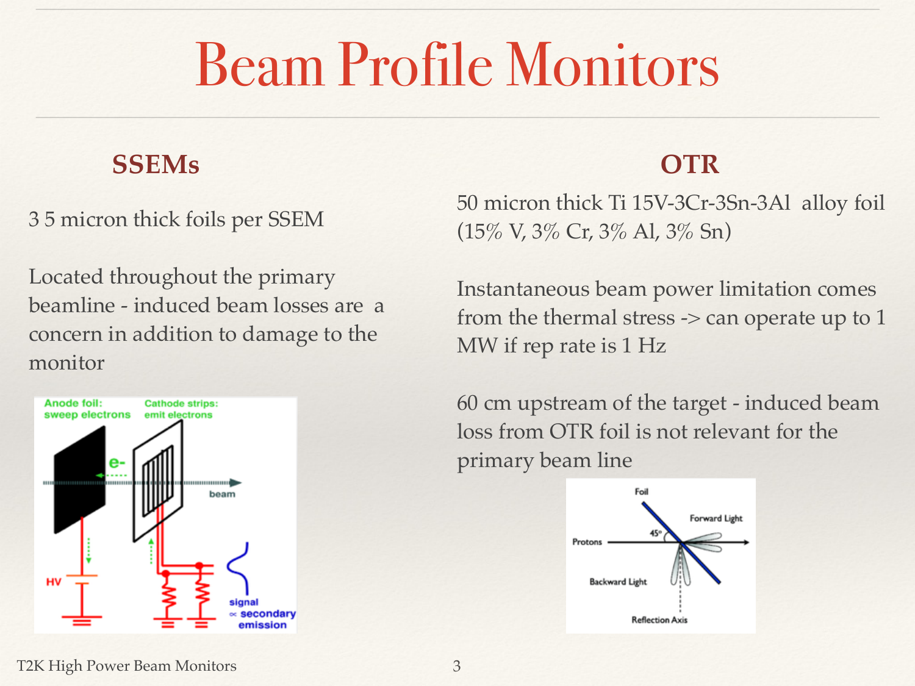# Beam Profile Monitors

## SSEMs

3 5 micron thick foils per SSEM

Located throughout the primary beamline - induced beam losses are a concern in addition to damage to the monitor

## OTR

50 micron thick Ti 15V-3Cr-3Sn-3Al alloy foil (15% V, 3% Cr, 3% Al, 3% Sn)

Instantaneous beam power limitation comes from the thermal stress -> can operate up to 1 MW if rep rate is 1 Hz

60 cm upstream of the target - induced beam loss from OTR foil is not relevant for the primary beam line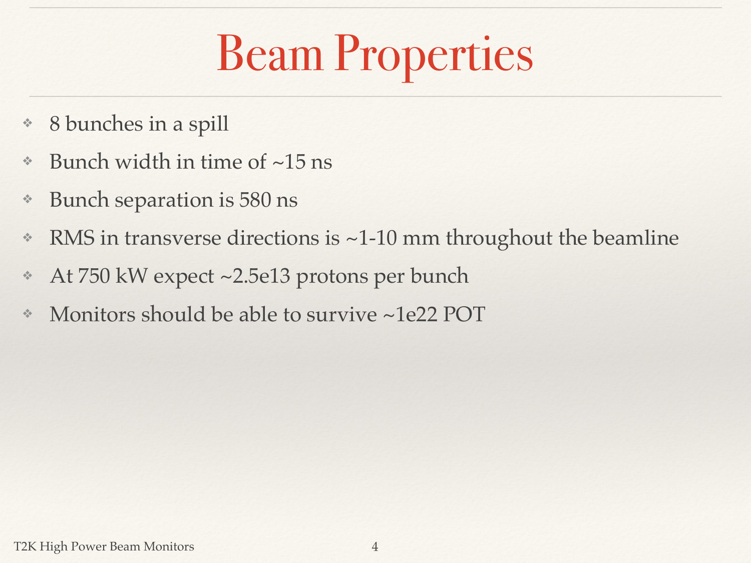# Beam Properties

- 8 bunches in a spill
- Bunch width in time of ~15 ns
- Bunch separation is 580 ns
- RMS in transverse directions is ~1-10 mm throughout the beamline
- At 750 kW expect ~2.5e13 protons per bunch
- Monitors should be able to survive ~1e22 POT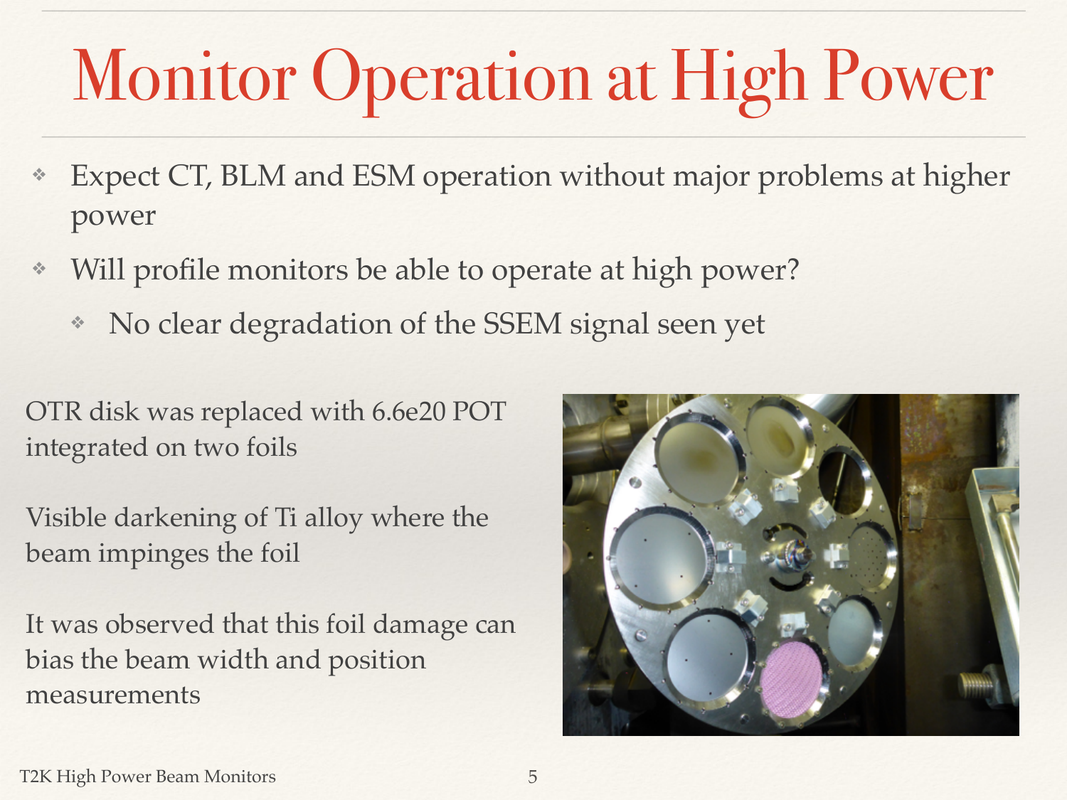# Monitor Operation at High Power

- Expect CT, BLM and ESM operation without major problems at higher power
- Will profile monitors be able to operate at high power?
  - No clear degradation of the SSEM signal seen yet

OTR disk was replaced with 6.6e20 POT integrated on two foils

Visible darkening of Ti alloy where the beam impinges the foil

It was observed that this foil damage can bias the beam width and position measurements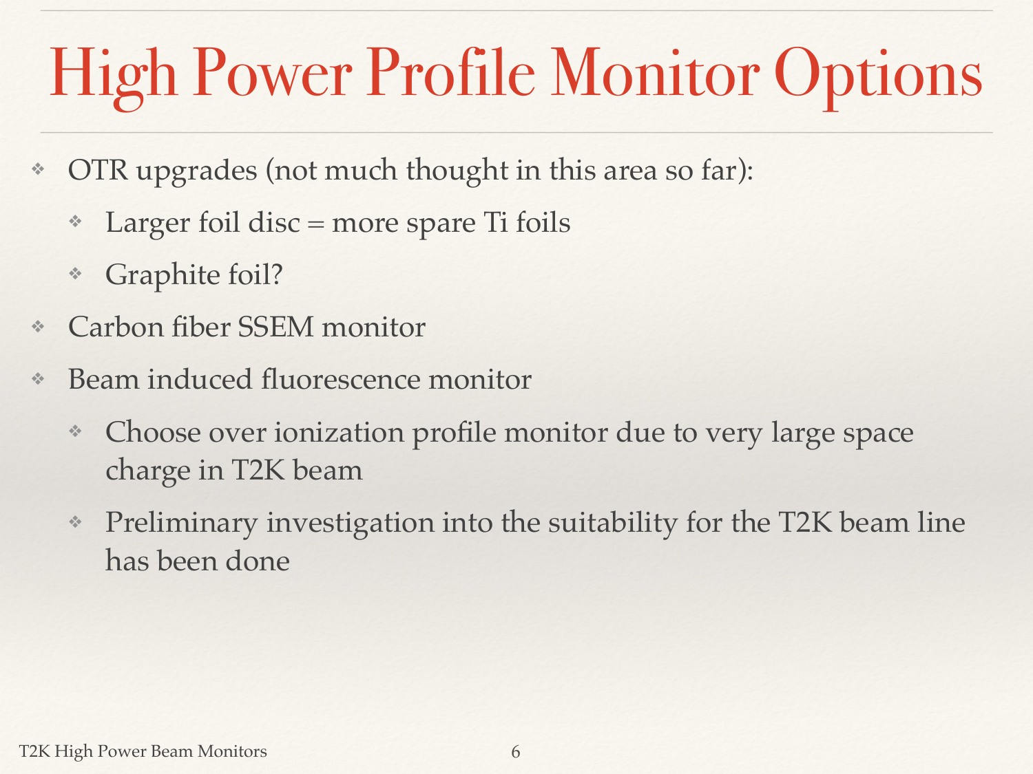# High Power Profile Monitor Options

- OTR upgrades (not much thought in this area so far):
  - Larger foil disc = more spare Ti foils
  - Graphite foil?
- Carbon fiber SSEM monitor
- Beam induced fluorescence monitor
  - Choose over ionization profile monitor due to very large space charge in T2K beam
  - Preliminary investigation into the suitability for the T2K beam line has been done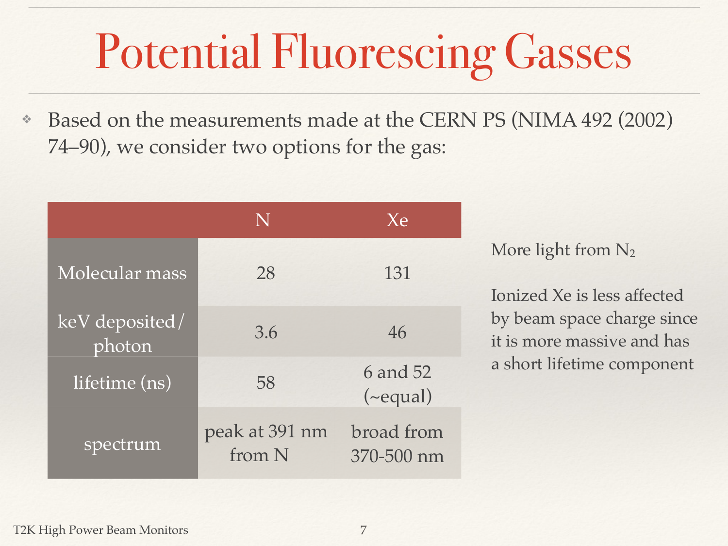# Potential Fluorescing Gasses

- Based on the measurements made at the CERN PS (NIMA 492 (2002) 74–90), we consider two options for the gas:

| | N | Xe |
|---|---|---|
| Molecular mass | 28 | 131 |
| keV deposited/ photon | 3.6 | 46 |
| lifetime (ns) | 58 | 6 and 52 (~equal) |
| spectrum | peak at 391 nm from N | broad from 370-500 nm |

More light from $N_2$

Ionized Xe is less affected by beam space charge since it is more massive and has a short lifetime component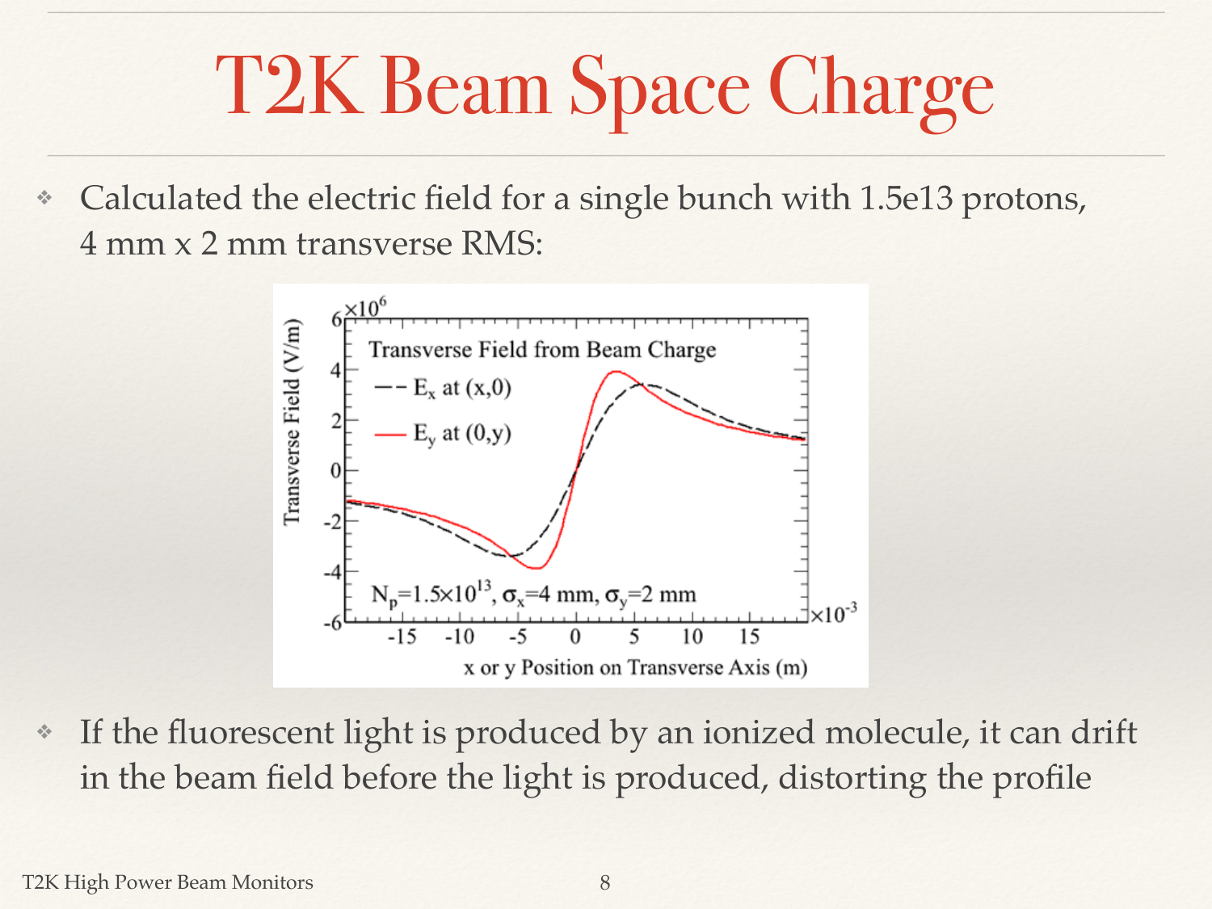# T2K Beam Space Charge

- Calculated the electric field for a single bunch with 1.5e13 protons, 4 mm x 2 mm transverse RMS:

- If the fluorescent light is produced by an ionized molecule, it can drift in the beam field before the light is produced, distorting the profile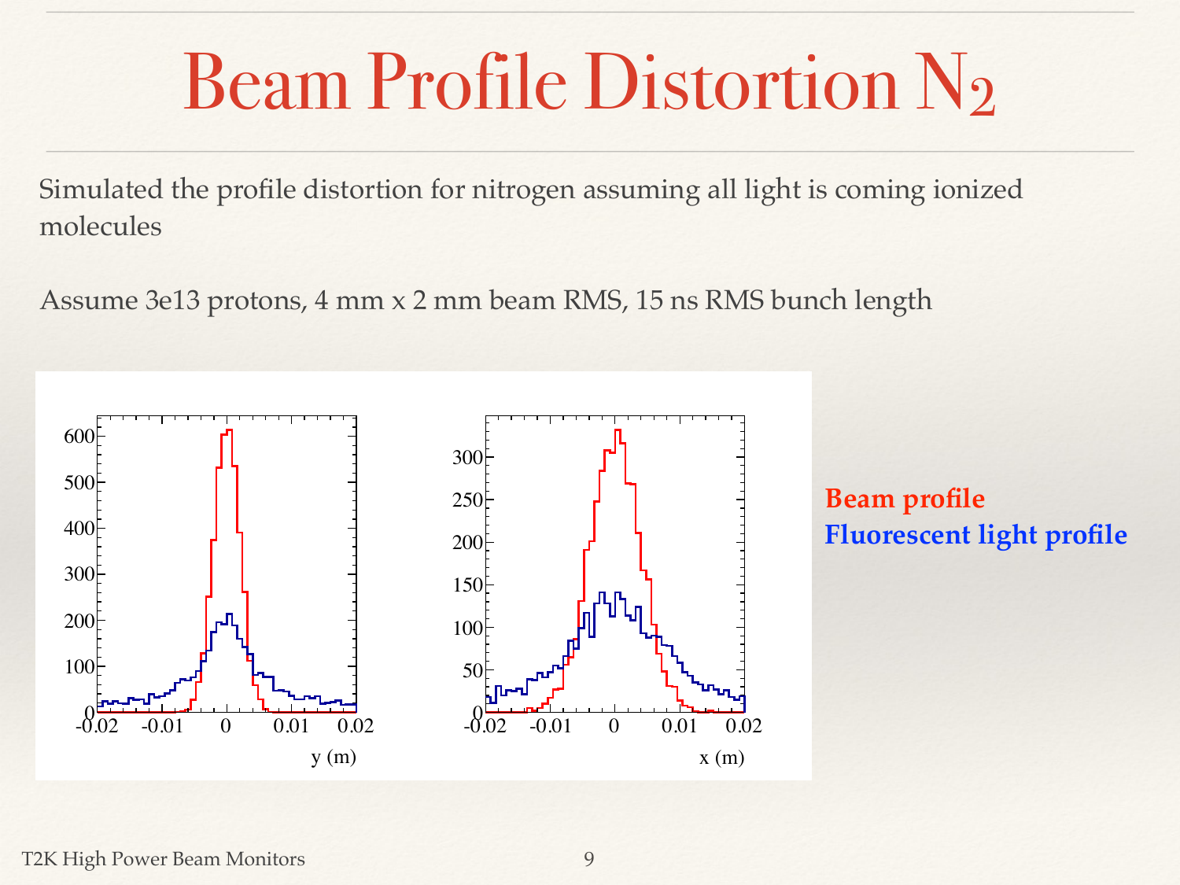# Beam Profile Distortion $N_2$

Simulated the profile distortion for nitrogen assuming all light is coming ionized molecules

Assume 3e13 protons, 4 mm x 2 mm beam RMS, 15 ns RMS bunch length

**Beam profile**
**Fluorescent light profile**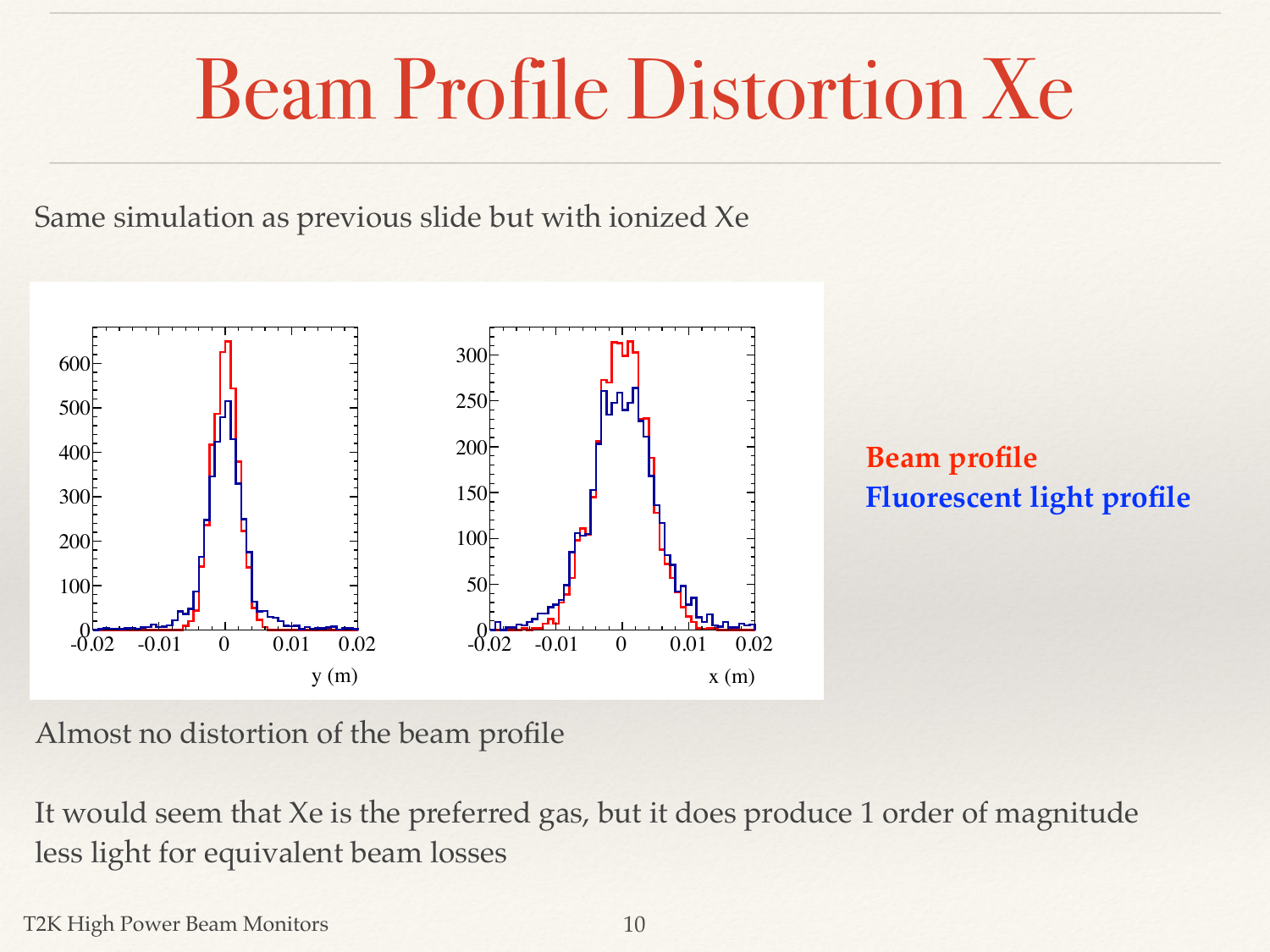# Beam Profile Distortion Xe

Same simulation as previous slide but with ionized Xe

**Beam profile**
**Fluorescent light profile**

Almost no distortion of the beam profile

It would seem that Xe is the preferred gas, but it does produce 1 order of magnitude less light for equivalent beam losses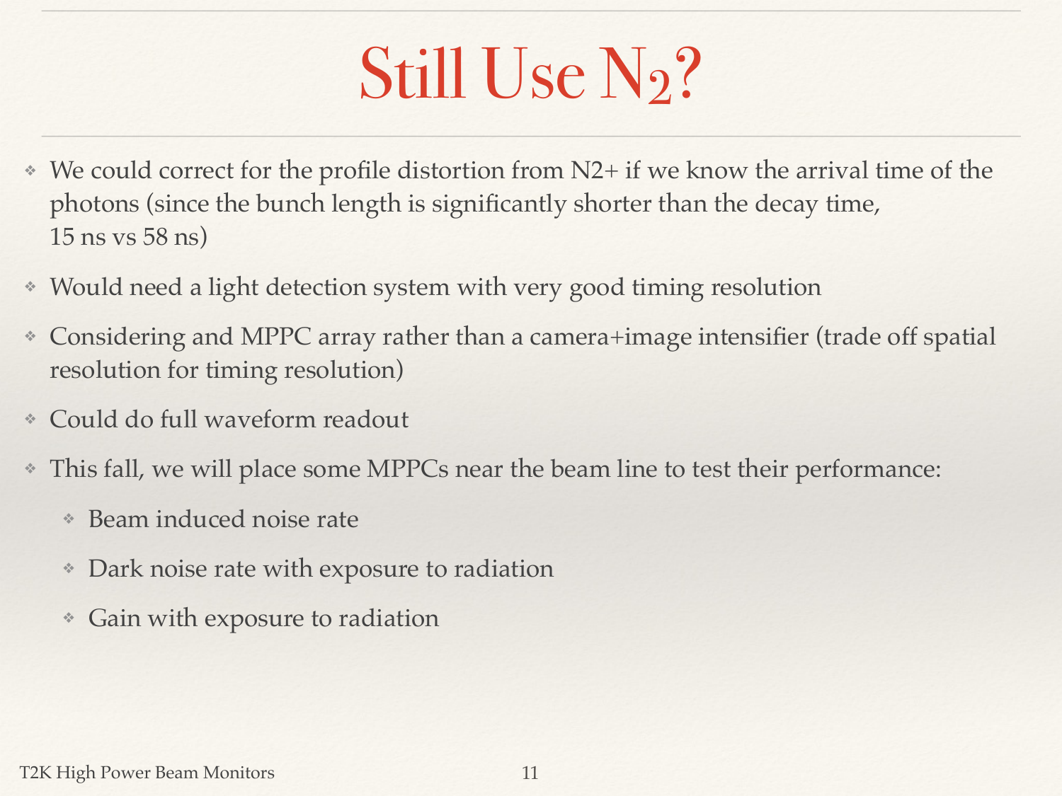# Still Use $N_2$?

- We could correct for the profile distortion from N2+ if we know the arrival time of the photons (since the bunch length is significantly shorter than the decay time, 15 ns vs 58 ns)
- Would need a light detection system with very good timing resolution
- Considering and MPPC array rather than a camera+image intensifier (trade off spatial resolution for timing resolution)
- Could do full waveform readout
- This fall, we will place some MPPCs near the beam line to test their performance:
  - Beam induced noise rate
  - Dark noise rate with exposure to radiation
  - Gain with exposure to radiation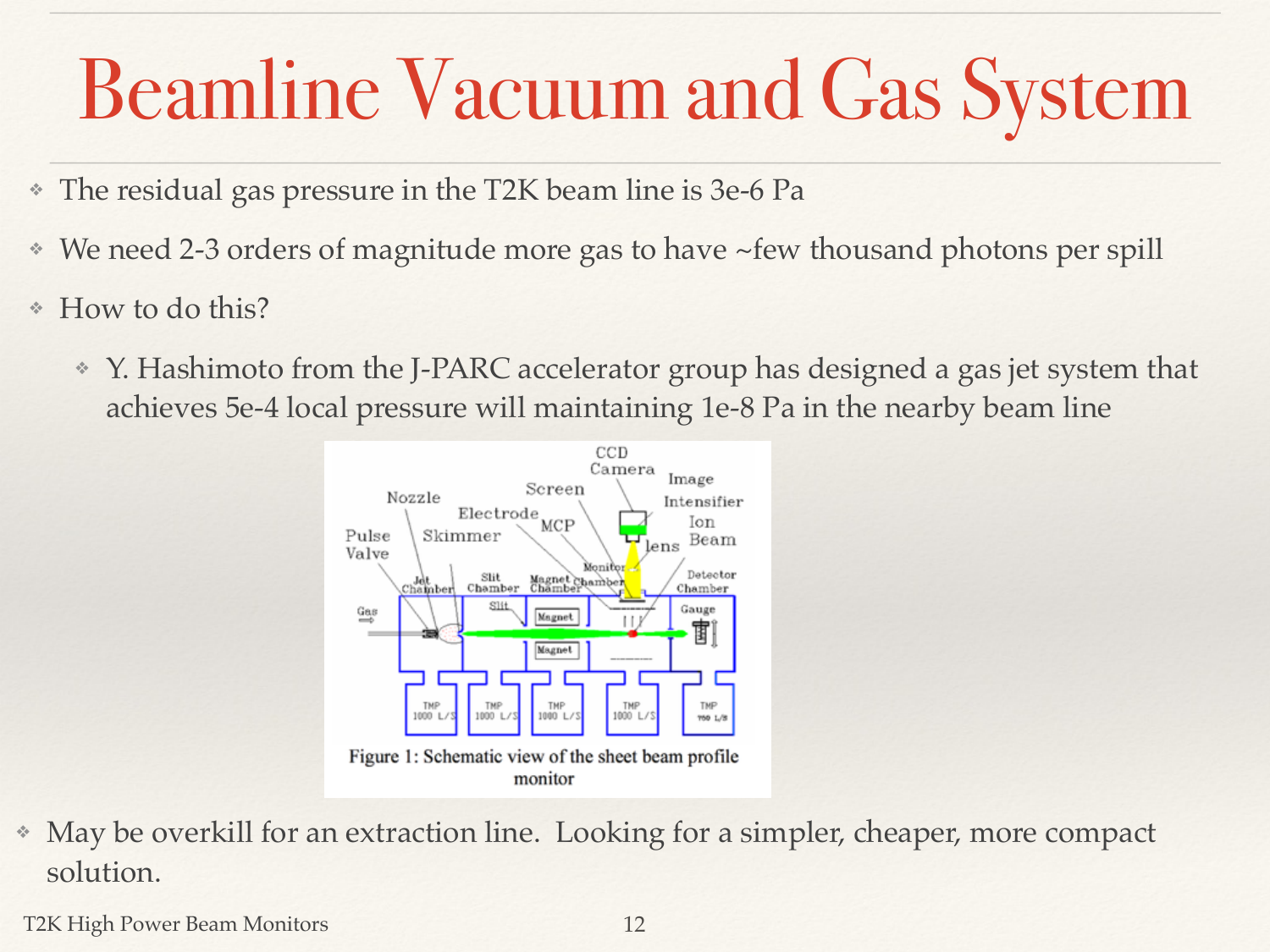# Beamline Vacuum and Gas System

- The residual gas pressure in the T2K beam line is 3e-6 Pa
- We need 2-3 orders of magnitude more gas to have ~few thousand photons per spill
- How to do this?
  - Y. Hashimoto from the J-PARC accelerator group has designed a gas jet system that achieves 5e-4 local pressure will maintaining 1e-8 Pa in the nearby beam line

Figure 1: Schematic view of the sheet beam profile monitor

- May be overkill for an extraction line. Looking for a simpler, cheaper, more compact solution.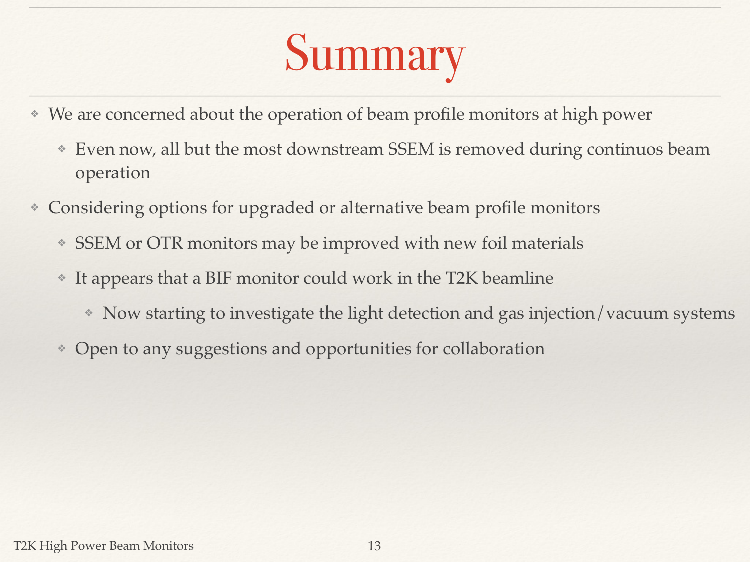# Summary

- We are concerned about the operation of beam profile monitors at high power
  - Even now, all but the most downstream SSEM is removed during continuos beam operation
- Considering options for upgraded or alternative beam profile monitors
  - SSEM or OTR monitors may be improved with new foil materials
  - It appears that a BIF monitor could work in the T2K beamline
    - Now starting to investigate the light detection and gas injection/vacuum systems
  - Open to any suggestions and opportunities for collaboration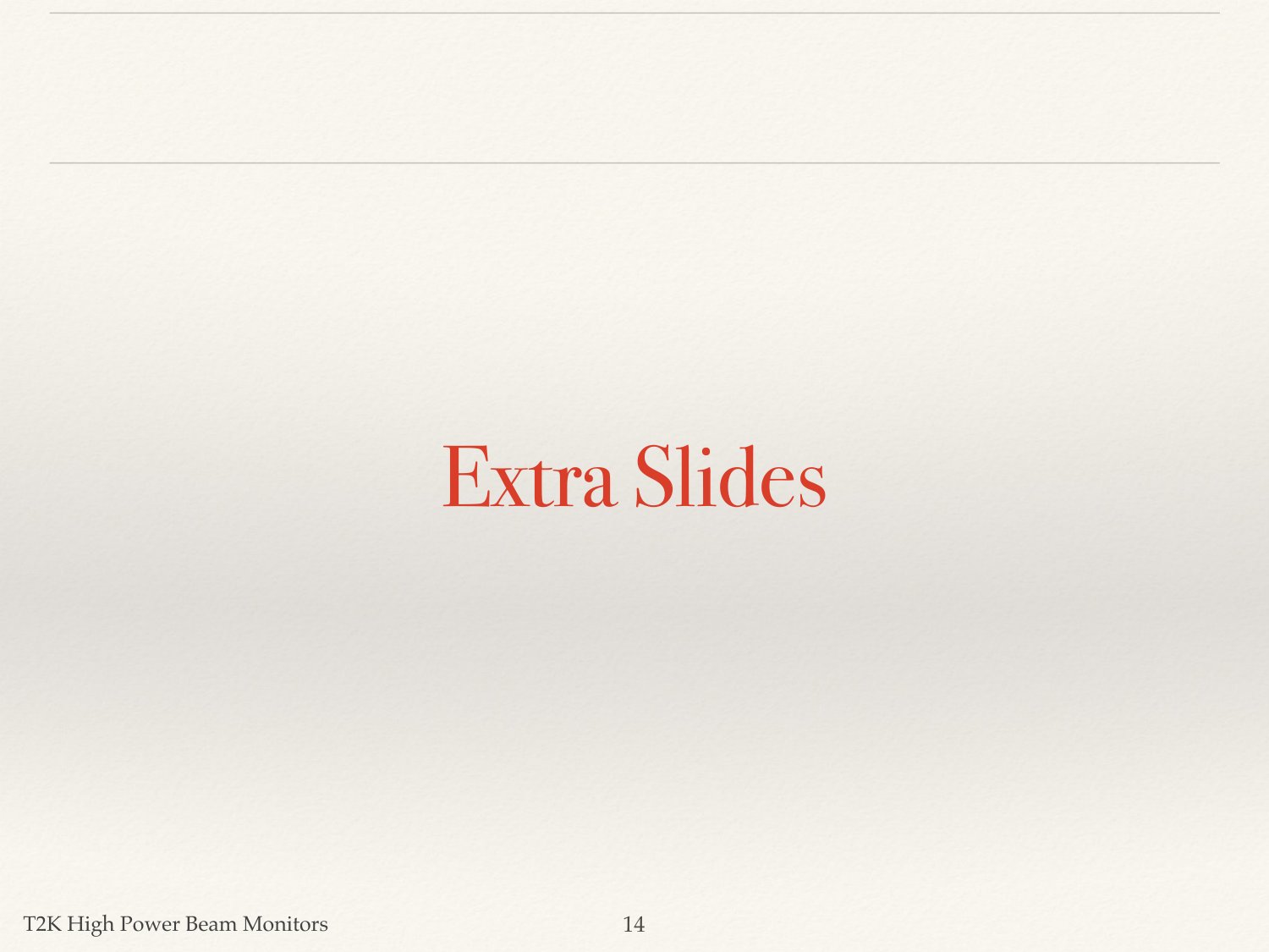# Extra Slides